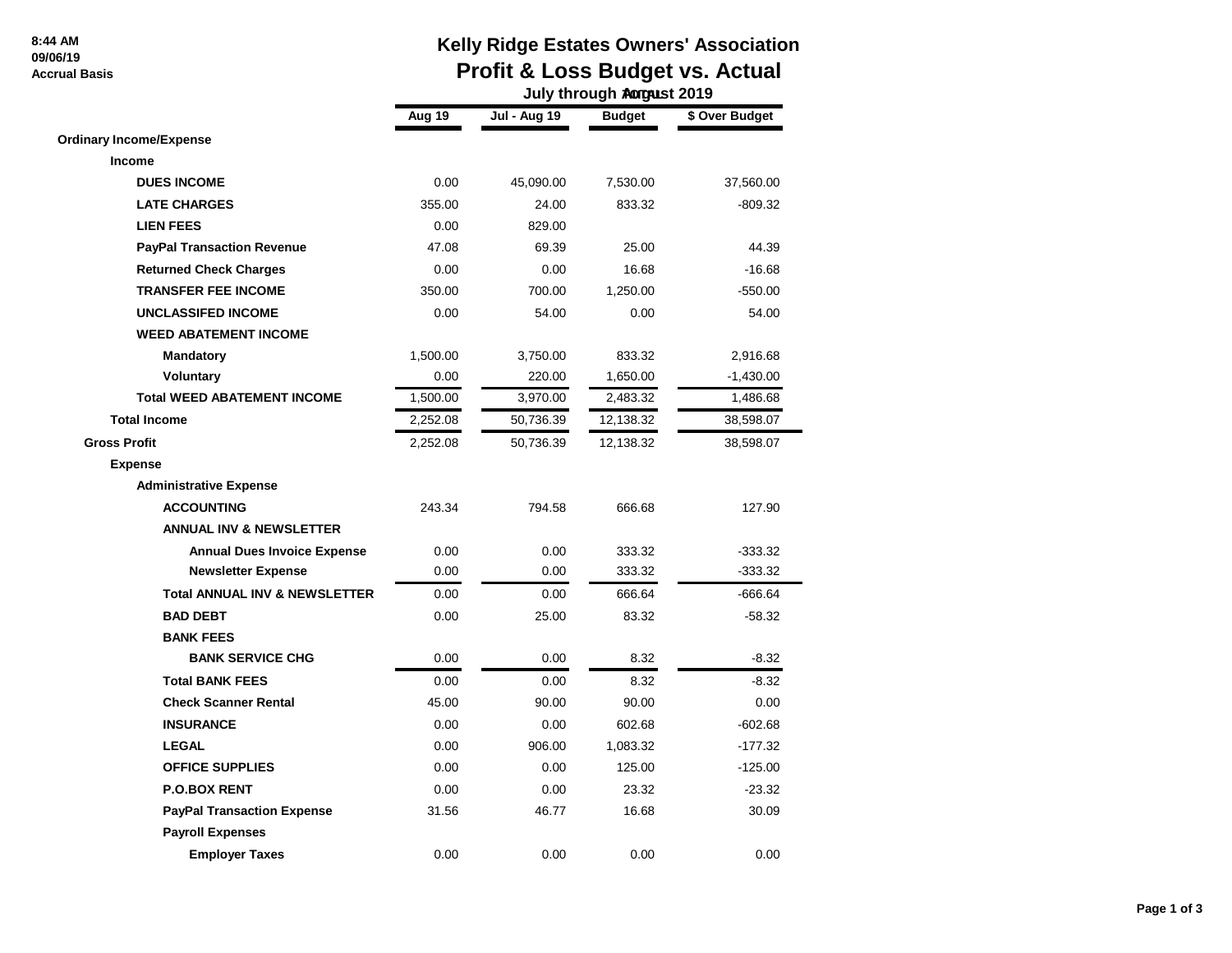8:44 AM
09/06/19
Accrual Basis

# Kelly Ridge Estates Owners' Association
## Profit & Loss Budget vs. Actual
### July through August 2019

| | Aug 19 | Jul - Aug 19 | Budget | $ Over Budget |
|---|---|---|---|---|
| **Ordinary Income/Expense** | | | | |
| **Income** | | | | |
| **DUES INCOME** | 0.00 | 45,090.00 | 7,530.00 | 37,560.00 |
| **LATE CHARGES** | 355.00 | 24.00 | 833.32 | -809.32 |
| **LIEN FEES** | 0.00 | 829.00 | | |
| **PayPal Transaction Revenue** | 47.08 | 69.39 | 25.00 | 44.39 |
| **Returned Check Charges** | 0.00 | 0.00 | 16.68 | -16.68 |
| **TRANSFER FEE INCOME** | 350.00 | 700.00 | 1,250.00 | -550.00 |
| **UNCLASSIFED INCOME** | 0.00 | 54.00 | 0.00 | 54.00 |
| **WEED ABATEMENT INCOME** | | | | |
| **Mandatory** | 1,500.00 | 3,750.00 | 833.32 | 2,916.68 |
| **Voluntary** | 0.00 | 220.00 | 1,650.00 | -1,430.00 |
| **Total WEED ABATEMENT INCOME** | 1,500.00 | 3,970.00 | 2,483.32 | 1,486.68 |
| **Total Income** | 2,252.08 | 50,736.39 | 12,138.32 | 38,598.07 |
| **Gross Profit** | 2,252.08 | 50,736.39 | 12,138.32 | 38,598.07 |
| **Expense** | | | | |
| **Administrative Expense** | | | | |
| **ACCOUNTING** | 243.34 | 794.58 | 666.68 | 127.90 |
| **ANNUAL INV & NEWSLETTER** | | | | |
| **Annual Dues Invoice Expense** | 0.00 | 0.00 | 333.32 | -333.32 |
| **Newsletter Expense** | 0.00 | 0.00 | 333.32 | -333.32 |
| **Total ANNUAL INV & NEWSLETTER** | 0.00 | 0.00 | 666.64 | -666.64 |
| **BAD DEBT** | 0.00 | 25.00 | 83.32 | -58.32 |
| **BANK FEES** | | | | |
| **BANK SERVICE CHG** | 0.00 | 0.00 | 8.32 | -8.32 |
| **Total BANK FEES** | 0.00 | 0.00 | 8.32 | -8.32 |
| **Check Scanner Rental** | 45.00 | 90.00 | 90.00 | 0.00 |
| **INSURANCE** | 0.00 | 0.00 | 602.68 | -602.68 |
| **LEGAL** | 0.00 | 906.00 | 1,083.32 | -177.32 |
| **OFFICE SUPPLIES** | 0.00 | 0.00 | 125.00 | -125.00 |
| **P.O.BOX RENT** | 0.00 | 0.00 | 23.32 | -23.32 |
| **PayPal Transaction Expense** | 31.56 | 46.77 | 16.68 | 30.09 |
| **Payroll Expenses** | | | | |
| **Employer Taxes** | 0.00 | 0.00 | 0.00 | 0.00 |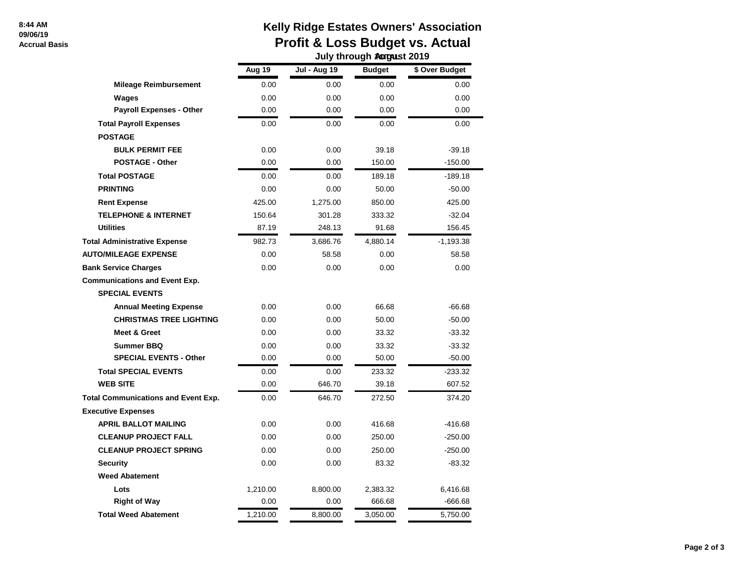# Kelly Ridge Estates Owners' Association

## Profit & Loss Budget vs. Actual

### July through August 2019

8:44 AM
09/06/19
Accrual Basis

| | Aug 19 | Jul - Aug 19 | Budget | $ Over Budget |
|---|---|---|---|---|
| **Mileage Reimbursement** | 0.00 | 0.00 | 0.00 | 0.00 |
| **Wages** | 0.00 | 0.00 | 0.00 | 0.00 |
| **Payroll Expenses - Other** | 0.00 | 0.00 | 0.00 | 0.00 |
| **Total Payroll Expenses** | 0.00 | 0.00 | 0.00 | 0.00 |
| **POSTAGE** | | | | |
| **BULK PERMIT FEE** | 0.00 | 0.00 | 39.18 | -39.18 |
| **POSTAGE - Other** | 0.00 | 0.00 | 150.00 | -150.00 |
| **Total POSTAGE** | 0.00 | 0.00 | 189.18 | -189.18 |
| **PRINTING** | 0.00 | 0.00 | 50.00 | -50.00 |
| **Rent Expense** | 425.00 | 1,275.00 | 850.00 | 425.00 |
| **TELEPHONE & INTERNET** | 150.64 | 301.28 | 333.32 | -32.04 |
| **Utilities** | 87.19 | 248.13 | 91.68 | 156.45 |
| **Total Administrative Expense** | 982.73 | 3,686.76 | 4,880.14 | -1,193.38 |
| **AUTO/MILEAGE EXPENSE** | 0.00 | 58.58 | 0.00 | 58.58 |
| **Bank Service Charges** | 0.00 | 0.00 | 0.00 | 0.00 |
| **Communications and Event Exp.** | | | | |
| **SPECIAL EVENTS** | | | | |
| **Annual Meeting Expense** | 0.00 | 0.00 | 66.68 | -66.68 |
| **CHRISTMAS TREE LIGHTING** | 0.00 | 0.00 | 50.00 | -50.00 |
| **Meet & Greet** | 0.00 | 0.00 | 33.32 | -33.32 |
| **Summer BBQ** | 0.00 | 0.00 | 33.32 | -33.32 |
| **SPECIAL EVENTS - Other** | 0.00 | 0.00 | 50.00 | -50.00 |
| **Total SPECIAL EVENTS** | 0.00 | 0.00 | 233.32 | -233.32 |
| **WEB SITE** | 0.00 | 646.70 | 39.18 | 607.52 |
| **Total Communications and Event Exp.** | 0.00 | 646.70 | 272.50 | 374.20 |
| **Executive Expenses** | | | | |
| **APRIL BALLOT MAILING** | 0.00 | 0.00 | 416.68 | -416.68 |
| **CLEANUP PROJECT FALL** | 0.00 | 0.00 | 250.00 | -250.00 |
| **CLEANUP PROJECT SPRING** | 0.00 | 0.00 | 250.00 | -250.00 |
| **Security** | 0.00 | 0.00 | 83.32 | -83.32 |
| **Weed Abatement** | | | | |
| **Lots** | 1,210.00 | 8,800.00 | 2,383.32 | 6,416.68 |
| **Right of Way** | 0.00 | 0.00 | 666.68 | -666.68 |
| **Total Weed Abatement** | 1,210.00 | 8,800.00 | 3,050.00 | 5,750.00 |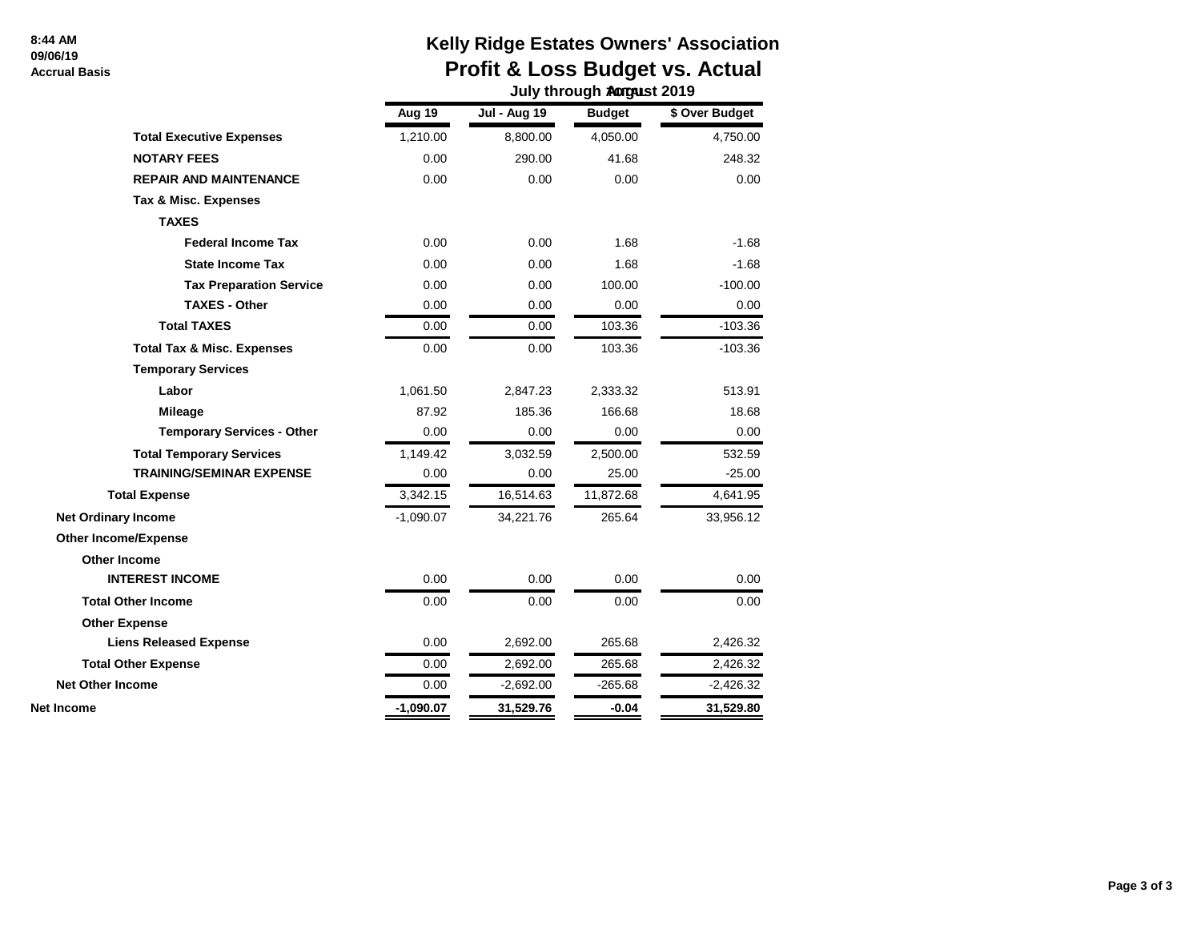8:44 AM
09/06/19
Accrual Basis

# Kelly Ridge Estates Owners' Association
## Profit & Loss Budget vs. Actual
### July through August 2019

| | Aug 19 | Jul - Aug 19 | Budget | $ Over Budget |
|---|---|---|---|---|
| **Total Executive Expenses** | 1,210.00 | 8,800.00 | 4,050.00 | 4,750.00 |
| **NOTARY FEES** | 0.00 | 290.00 | 41.68 | 248.32 |
| **REPAIR AND MAINTENANCE** | 0.00 | 0.00 | 0.00 | 0.00 |
| **Tax & Misc. Expenses** | | | | |
| **TAXES** | | | | |
| **Federal Income Tax** | 0.00 | 0.00 | 1.68 | -1.68 |
| **State Income Tax** | 0.00 | 0.00 | 1.68 | -1.68 |
| **Tax Preparation Service** | 0.00 | 0.00 | 100.00 | -100.00 |
| **TAXES - Other** | 0.00 | 0.00 | 0.00 | 0.00 |
| **Total TAXES** | 0.00 | 0.00 | 103.36 | -103.36 |
| **Total Tax & Misc. Expenses** | 0.00 | 0.00 | 103.36 | -103.36 |
| **Temporary Services** | | | | |
| **Labor** | 1,061.50 | 2,847.23 | 2,333.32 | 513.91 |
| **Mileage** | 87.92 | 185.36 | 166.68 | 18.68 |
| **Temporary Services - Other** | 0.00 | 0.00 | 0.00 | 0.00 |
| **Total Temporary Services** | 1,149.42 | 3,032.59 | 2,500.00 | 532.59 |
| **TRAINING/SEMINAR EXPENSE** | 0.00 | 0.00 | 25.00 | -25.00 |
| **Total Expense** | 3,342.15 | 16,514.63 | 11,872.68 | 4,641.95 |
| **Net Ordinary Income** | -1,090.07 | 34,221.76 | 265.64 | 33,956.12 |
| **Other Income/Expense** | | | | |
| **Other Income** | | | | |
| **INTEREST INCOME** | 0.00 | 0.00 | 0.00 | 0.00 |
| **Total Other Income** | 0.00 | 0.00 | 0.00 | 0.00 |
| **Other Expense** | | | | |
| **Liens Released Expense** | 0.00 | 2,692.00 | 265.68 | 2,426.32 |
| **Total Other Expense** | 0.00 | 2,692.00 | 265.68 | 2,426.32 |
| **Net Other Income** | 0.00 | -2,692.00 | -265.68 | -2,426.32 |
| **Net Income** | **-1,090.07** | **31,529.76** | **-0.04** | **31,529.80** |